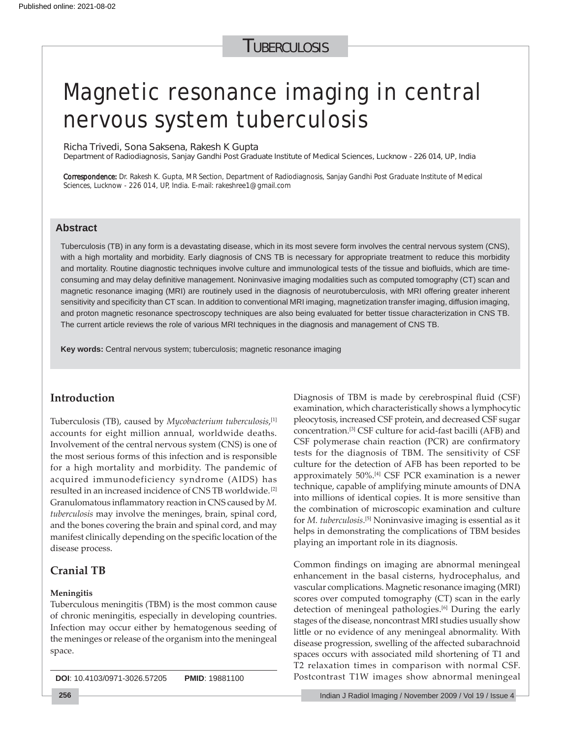Published online: 2021-08-02

Tuberculosis

# Magnetic resonance imaging in central nervous system tuberculosis

Richa Trivedi, Sona Saksena, Rakesh K Gupta

Department of Radiodiagnosis, Sanjay Gandhi Post Graduate Institute of Medical Sciences, Lucknow - 226 014, UP, India

**Correspondence:** Dr. Rakesh K. Gupta, MR Section, Department of Radiodiagnosis, Sanjay Gandhi Post Graduate Institute of Medical Sciences, Lucknow - 226 014, UP, India. E-mail: rakeshree1@gmail.com

## Abstract

Tuberculosis (TB) in any form is a devastating disease, which in its most severe form involves the central nervous system (CNS), with a high mortality and morbidity. Early diagnosis of CNS TB is necessary for appropriate treatment to reduce this morbidity and mortality. Routine diagnostic techniques involve culture and immunological tests of the tissue and biofluids, which are time-consuming and may delay definitive management. Noninvasive imaging modalities such as computed tomography (CT) scan and magnetic resonance imaging (MRI) are routinely used in the diagnosis of neurotuberculosis, with MRI offering greater inherent sensitivity and specificity than CT scan. In addition to conventional MRI imaging, magnetization transfer imaging, diffusion imaging, and proton magnetic resonance spectroscopy techniques are also being evaluated for better tissue characterization in CNS TB. The current article reviews the role of various MRI techniques in the diagnosis and management of CNS TB.

**Key words:** Central nervous system; tuberculosis; magnetic resonance imaging

## Introduction

Tuberculosis (TB), caused by *Mycobacterium tuberculosis*,[1] accounts for eight million annual, worldwide deaths. Involvement of the central nervous system (CNS) is one of the most serious forms of this infection and is responsible for a high mortality and morbidity. The pandemic of acquired immunodeficiency syndrome (AIDS) has resulted in an increased incidence of CNS TB worldwide.[2] Granulomatous inflammatory reaction in CNS caused by *M. tuberculosis* may involve the meninges, brain, spinal cord, and the bones covering the brain and spinal cord, and may manifest clinically depending on the specific location of the disease process.

## Cranial TB

### Meningitis

Tuberculous meningitis (TBM) is the most common cause of chronic meningitis, especially in developing countries. Infection may occur either by hematogenous seeding of the meninges or release of the organism into the meningeal space.

Diagnosis of TBM is made by cerebrospinal fluid (CSF) examination, which characteristically shows a lymphocytic pleocytosis, increased CSF protein, and decreased CSF sugar concentration.[3] CSF culture for acid-fast bacilli (AFB) and CSF polymerase chain reaction (PCR) are confirmatory tests for the diagnosis of TBM. The sensitivity of CSF culture for the detection of AFB has been reported to be approximately 50%.[4] CSF PCR examination is a newer technique, capable of amplifying minute amounts of DNA into millions of identical copies. It is more sensitive than the combination of microscopic examination and culture for *M. tuberculosis*.[5] Noninvasive imaging is essential as it helps in demonstrating the complications of TBM besides playing an important role in its diagnosis.

Common findings on imaging are abnormal meningeal enhancement in the basal cisterns, hydrocephalus, and vascular complications. Magnetic resonance imaging (MRI) scores over computed tomography (CT) scan in the early detection of meningeal pathologies.[6] During the early stages of the disease, noncontrast MRI studies usually show little or no evidence of any meningeal abnormality. With disease progression, swelling of the affected subarachnoid spaces occurs with associated mild shortening of T1 and T2 relaxation times in comparison with normal CSF. Postcontrast T1W images show abnormal meningeal

**DOI**: 10.4103/0971-3026.57205 **PMID**: 19881100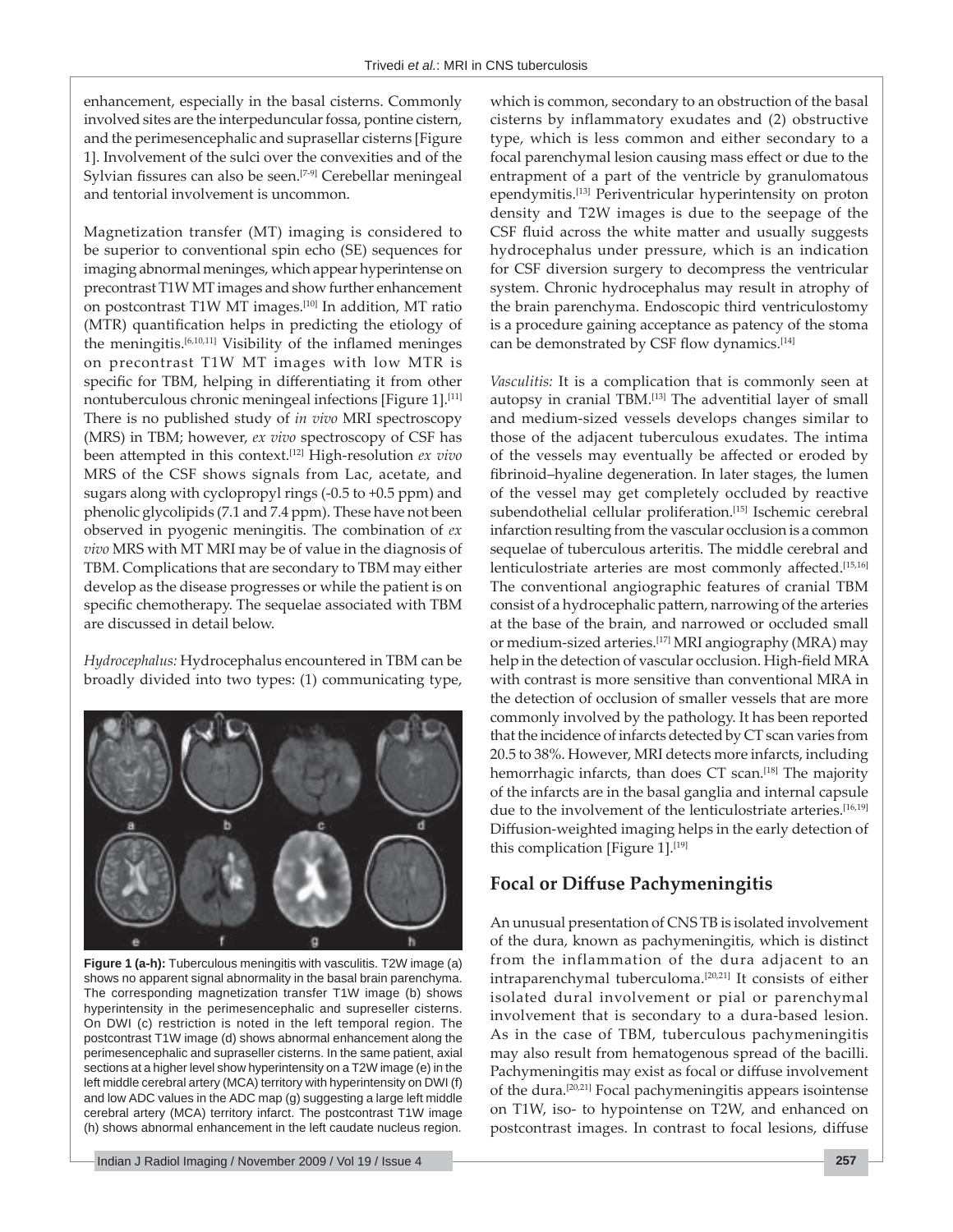enhancement, especially in the basal cisterns. Commonly involved sites are the interpeduncular fossa, pontine cistern, and the perimesencephalic and suprasellar cisterns [Figure 1]. Involvement of the sulci over the convexities and of the Sylvian fissures can also be seen.[7-9] Cerebellar meningeal and tentorial involvement is uncommon.

Magnetization transfer (MT) imaging is considered to be superior to conventional spin echo (SE) sequences for imaging abnormal meninges, which appear hyperintense on precontrast T1W MT images and show further enhancement on postcontrast T1W MT images.[10] In addition, MT ratio (MTR) quantification helps in predicting the etiology of the meningitis.[6,10,11] Visibility of the inflamed meninges on precontrast T1W MT images with low MTR is specific for TBM, helping in differentiating it from other nontuberculous chronic meningeal infections [Figure 1].[11] There is no published study of *in vivo* MRI spectroscopy (MRS) in TBM; however, *ex vivo* spectroscopy of CSF has been attempted in this context.[12] High-resolution *ex vivo* MRS of the CSF shows signals from Lac, acetate, and sugars along with cyclopropyl rings (-0.5 to +0.5 ppm) and phenolic glycolipids (7.1 and 7.4 ppm). These have not been observed in pyogenic meningitis. The combination of *ex vivo* MRS with MT MRI may be of value in the diagnosis of TBM. Complications that are secondary to TBM may either develop as the disease progresses or while the patient is on specific chemotherapy. The sequelae associated with TBM are discussed in detail below.

*Hydrocephalus:* Hydrocephalus encountered in TBM can be broadly divided into two types: (1) communicating type, which is common, secondary to an obstruction of the basal cisterns by inflammatory exudates and (2) obstructive type, which is less common and either secondary to a focal parenchymal lesion causing mass effect or due to the entrapment of a part of the ventricle by granulomatous ependymitis.[13] Periventricular hyperintensity on proton density and T2W images is due to the seepage of the CSF fluid across the white matter and usually suggests hydrocephalus under pressure, which is an indication for CSF diversion surgery to decompress the ventricular system. Chronic hydrocephalus may result in atrophy of the brain parenchyma. Endoscopic third ventriculostomy is a procedure gaining acceptance as patency of the stoma can be demonstrated by CSF flow dynamics.[14]

**Figure 1 (a-h):** Tuberculous meningitis with vasculitis. T2W image (a) shows no apparent signal abnormality in the basal brain parenchyma. The corresponding magnetization transfer T1W image (b) shows hyperintensity in the perimesencephalic and supreseller cisterns. On DWI (c) restriction is noted in the left temporal region. The postcontrast T1W image (d) shows abnormal enhancement along the perimesencephalic and supraseller cisterns. In the same patient, axial sections at a higher level show hyperintensity on a T2W image (e) in the left middle cerebral artery (MCA) territory with hyperintensity on DWI (f) and low ADC values in the ADC map (g) suggesting a large left middle cerebral artery (MCA) territory infarct. The postcontrast T1W image (h) shows abnormal enhancement in the left caudate nucleus region.

*Vasculitis:* It is a complication that is commonly seen at autopsy in cranial TBM.[13] The adventitial layer of small and medium-sized vessels develops changes similar to those of the adjacent tuberculous exudates. The intima of the vessels may eventually be affected or eroded by fibrinoid–hyaline degeneration. In later stages, the lumen of the vessel may get completely occluded by reactive subendothelial cellular proliferation.[15] Ischemic cerebral infarction resulting from the vascular occlusion is a common sequelae of tuberculous arteritis. The middle cerebral and lenticulostriate arteries are most commonly affected.[15,16] The conventional angiographic features of cranial TBM consist of a hydrocephalic pattern, narrowing of the arteries at the base of the brain, and narrowed or occluded small or medium-sized arteries.[17] MRI angiography (MRA) may help in the detection of vascular occlusion. High-field MRA with contrast is more sensitive than conventional MRA in the detection of occlusion of smaller vessels that are more commonly involved by the pathology. It has been reported that the incidence of infarcts detected by CT scan varies from 20.5 to 38%. However, MRI detects more infarcts, including hemorrhagic infarcts, than does CT scan.[18] The majority of the infarcts are in the basal ganglia and internal capsule due to the involvement of the lenticulostriate arteries.[16,19] Diffusion-weighted imaging helps in the early detection of this complication [Figure 1].[19]

## Focal or Diffuse Pachymeningitis

An unusual presentation of CNS TB is isolated involvement of the dura, known as pachymeningitis, which is distinct from the inflammation of the dura adjacent to an intraparenchymal tuberculoma.[20,21] It consists of either isolated dural involvement or pial or parenchymal involvement that is secondary to a dura-based lesion. As in the case of TBM, tuberculous pachymeningitis may also result from hematogenous spread of the bacilli. Pachymeningitis may exist as focal or diffuse involvement of the dura.[20,21] Focal pachymeningitis appears isointense on T1W, iso- to hypointense on T2W, and enhanced on postcontrast images. In contrast to focal lesions, diffuse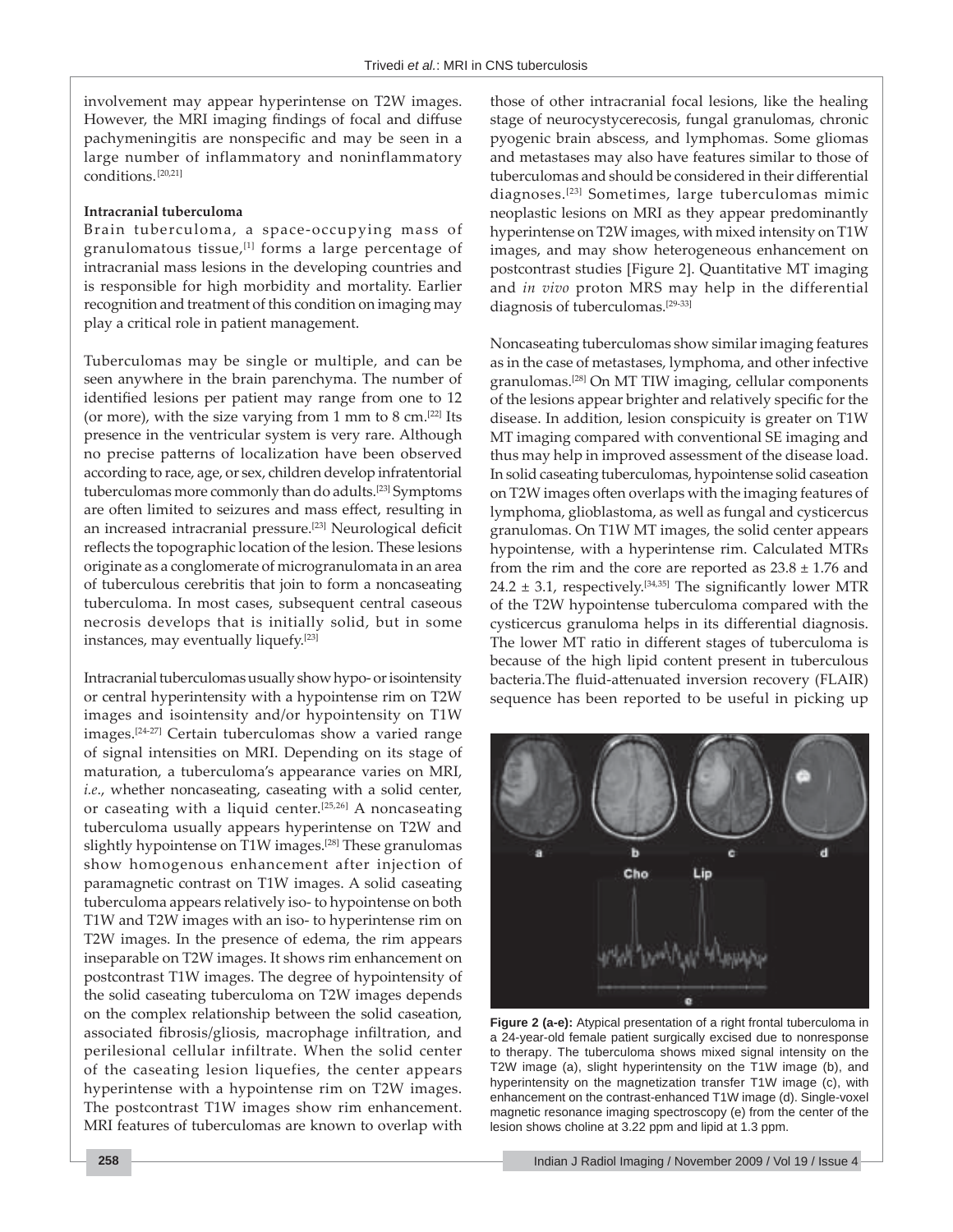involvement may appear hyperintense on T2W images. However, the MRI imaging findings of focal and diffuse pachymeningitis are nonspecific and may be seen in a large number of inflammatory and noninflammatory conditions.[20,21]

**Intracranial tuberculoma**

Brain tuberculoma, a space-occupying mass of granulomatous tissue,[1] forms a large percentage of intracranial mass lesions in the developing countries and is responsible for high morbidity and mortality. Earlier recognition and treatment of this condition on imaging may play a critical role in patient management.

Tuberculomas may be single or multiple, and can be seen anywhere in the brain parenchyma. The number of identified lesions per patient may range from one to 12 (or more), with the size varying from 1 mm to 8 cm.[22] Its presence in the ventricular system is very rare. Although no precise patterns of localization have been observed according to race, age, or sex, children develop infratentorial tuberculomas more commonly than do adults.[23] Symptoms are often limited to seizures and mass effect, resulting in an increased intracranial pressure.[23] Neurological deficit reflects the topographic location of the lesion. These lesions originate as a conglomerate of microgranulomata in an area of tuberculous cerebritis that join to form a noncaseating tuberculoma. In most cases, subsequent central caseous necrosis develops that is initially solid, but in some instances, may eventually liquefy.[23]

Intracranial tuberculomas usually show hypo- or isointensity or central hyperintensity with a hypointense rim on T2W images and isointensity and/or hypointensity on T1W images.[24-27] Certain tuberculomas show a varied range of signal intensities on MRI. Depending on its stage of maturation, a tuberculoma's appearance varies on MRI, *i.e*., whether noncaseating, caseating with a solid center, or caseating with a liquid center.[25,26] A noncaseating tuberculoma usually appears hyperintense on T2W and slightly hypointense on T1W images.[28] These granulomas show homogenous enhancement after injection of paramagnetic contrast on T1W images. A solid caseating tuberculoma appears relatively iso- to hypointense on both T1W and T2W images with an iso- to hyperintense rim on T2W images. In the presence of edema, the rim appears inseparable on T2W images. It shows rim enhancement on postcontrast T1W images. The degree of hypointensity of the solid caseating tuberculoma on T2W images depends on the complex relationship between the solid caseation, associated fibrosis/gliosis, macrophage infiltration, and perilesional cellular infiltrate. When the solid center of the caseating lesion liquefies, the center appears hyperintense with a hypointense rim on T2W images. The postcontrast T1W images show rim enhancement. MRI features of tuberculomas are known to overlap with those of other intracranial focal lesions, like the healing stage of neurocystycerecosis, fungal granulomas, chronic pyogenic brain abscess, and lymphomas. Some gliomas and metastases may also have features similar to those of tuberculomas and should be considered in their differential diagnoses.[23] Sometimes, large tuberculomas mimic neoplastic lesions on MRI as they appear predominantly hyperintense on T2W images, with mixed intensity on T1W images, and may show heterogeneous enhancement on postcontrast studies [Figure 2]. Quantitative MT imaging and *in vivo* proton MRS may help in the differential diagnosis of tuberculomas.[29-33]

Noncaseating tuberculomas show similar imaging features as in the case of metastases, lymphoma, and other infective granulomas.[28] On MT TIW imaging, cellular components of the lesions appear brighter and relatively specific for the disease. In addition, lesion conspicuity is greater on T1W MT imaging compared with conventional SE imaging and thus may help in improved assessment of the disease load. In solid caseating tuberculomas, hypointense solid caseation on T2W images often overlaps with the imaging features of lymphoma, glioblastoma, as well as fungal and cysticercus granulomas. On T1W MT images, the solid center appears hypointense, with a hyperintense rim. Calculated MTRs from the rim and the core are reported as $23.8 \pm 1.76$ and $24.2 \pm 3.1$, respectively.[34,35] The significantly lower MTR of the T2W hypointense tuberculoma compared with the cysticercus granuloma helps in its differential diagnosis. The lower MT ratio in different stages of tuberculoma is because of the high lipid content present in tuberculous bacteria.The fluid-attenuated inversion recovery (FLAIR) sequence has been reported to be useful in picking up

**Figure 2 (a-e):** Atypical presentation of a right frontal tuberculoma in a 24-year-old female patient surgically excised due to nonresponse to therapy. The tuberculoma shows mixed signal intensity on the T2W image (a), slight hyperintensity on the T1W image (b), and hyperintensity on the magnetization transfer T1W image (c), with enhancement on the contrast-enhanced T1W image (d). Single-voxel magnetic resonance imaging spectroscopy (e) from the center of the lesion shows choline at 3.22 ppm and lipid at 1.3 ppm.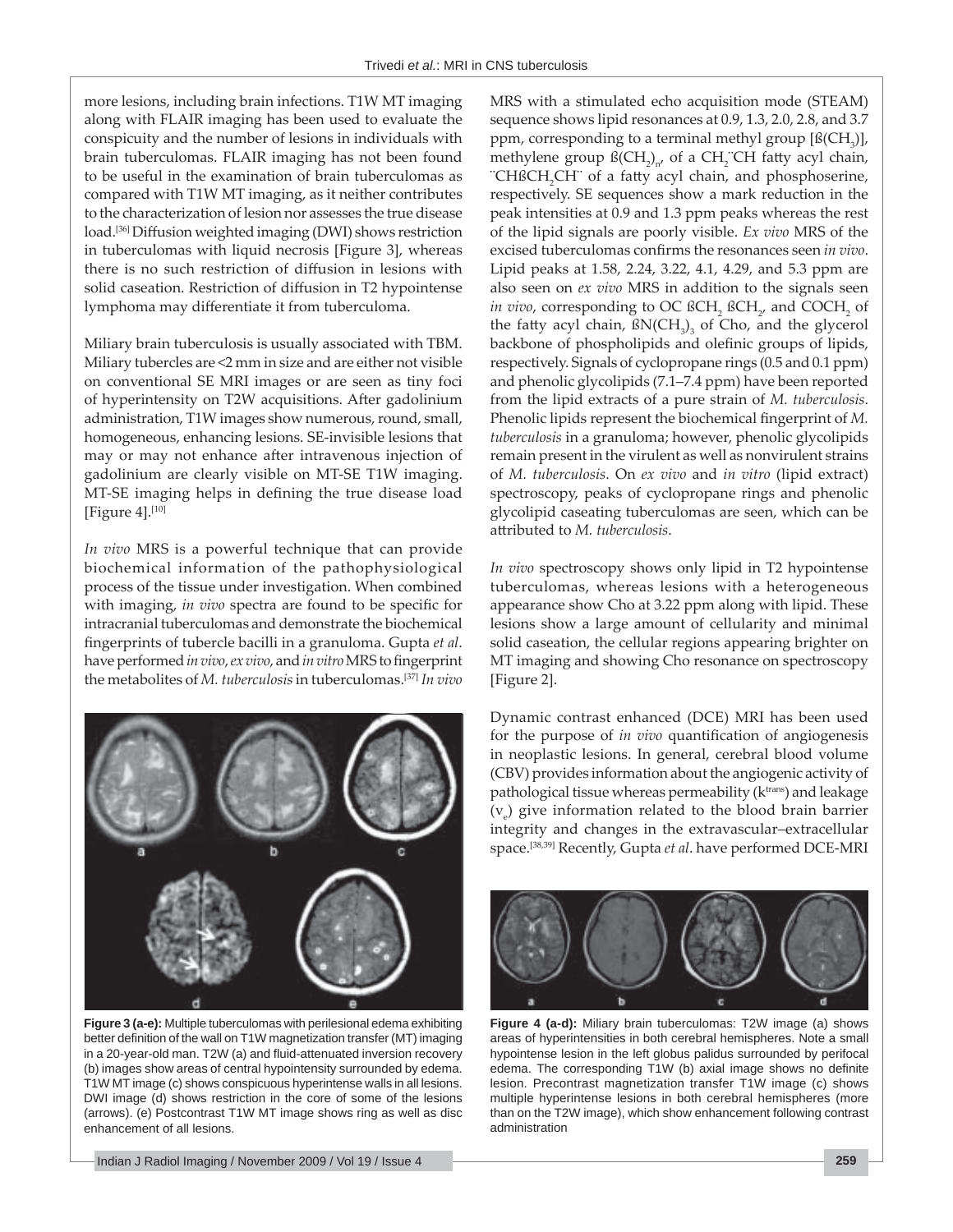more lesions, including brain infections. T1W MT imaging along with FLAIR imaging has been used to evaluate the conspicuity and the number of lesions in individuals with brain tuberculomas. FLAIR imaging has not been found to be useful in the examination of brain tuberculomas as compared with T1W MT imaging, as it neither contributes to the characterization of lesion nor assesses the true disease load.[36] Diffusion weighted imaging (DWI) shows restriction in tuberculomas with liquid necrosis [Figure 3], whereas there is no such restriction of diffusion in lesions with solid caseation. Restriction of diffusion in T2 hypointense lymphoma may differentiate it from tuberculoma.

Miliary brain tuberculosis is usually associated with TBM. Miliary tubercles are <2 mm in size and are either not visible on conventional SE MRI images or are seen as tiny foci of hyperintensity on T2W acquisitions. After gadolinium administration, T1W images show numerous, round, small, homogeneous, enhancing lesions. SE-invisible lesions that may or may not enhance after intravenous injection of gadolinium are clearly visible on MT-SE T1W imaging. MT-SE imaging helps in defining the true disease load [Figure 4].[10]

*In vivo* MRS is a powerful technique that can provide biochemical information of the pathophysiological process of the tissue under investigation. When combined with imaging, *in vivo* spectra are found to be specific for intracranial tuberculomas and demonstrate the biochemical fingerprints of tubercle bacilli in a granuloma. Gupta *et al*. have performed *in vivo*, *ex vivo*, and *in vitro* MRS to fingerprint the metabolites of *M. tuberculosis* in tuberculomas.[37] *In vivo* MRS with a stimulated echo acquisition mode (STEAM) sequence shows lipid resonances at 0.9, 1.3, 2.0, 2.8, and 3.7 ppm, corresponding to a terminal methyl group [$ß(CH_3)$], methylene group $ß(CH_2)_n$, of a $CH_2$¨CH fatty acyl chain, ¨CHß$CH_2$CH¨ of a fatty acyl chain, and phosphoserine, respectively. SE sequences show a mark reduction in the peak intensities at 0.9 and 1.3 ppm peaks whereas the rest of the lipid signals are poorly visible. *Ex vivo* MRS of the excised tuberculomas confirms the resonances seen *in vivo*. Lipid peaks at 1.58, 2.24, 3.22, 4.1, 4.29, and 5.3 ppm are also seen on *ex vivo* MRS in addition to the signals seen *in vivo*, corresponding to OC ß$CH_2$ ß$CH_2$, and CO$CH_2$ of the fatty acyl chain, ß$N(CH_3)_3$ of Cho, and the glycerol backbone of phospholipids and olefinic groups of lipids, respectively. Signals of cyclopropane rings (0.5 and 0.1 ppm) and phenolic glycolipids (7.1–7.4 ppm) have been reported from the lipid extracts of a pure strain of *M. tuberculosis*. Phenolic lipids represent the biochemical fingerprint of *M. tuberculosis* in a granuloma; however, phenolic glycolipids remain present in the virulent as well as nonvirulent strains of *M. tuberculosis*. On *ex vivo* and *in vitro* (lipid extract) spectroscopy, peaks of cyclopropane rings and phenolic glycolipid caseating tuberculomas are seen, which can be attributed to *M. tuberculosis*.

*In vivo* spectroscopy shows only lipid in T2 hypointense tuberculomas, whereas lesions with a heterogeneous appearance show Cho at 3.22 ppm along with lipid. These lesions show a large amount of cellularity and minimal solid caseation, the cellular regions appearing brighter on MT imaging and showing Cho resonance on spectroscopy [Figure 2].

Dynamic contrast enhanced (DCE) MRI has been used for the purpose of *in vivo* quantification of angiogenesis in neoplastic lesions. In general, cerebral blood volume (CBV) provides information about the angiogenic activity of pathological tissue whereas permeability ($k^{trans}$) and leakage ($v_e$) give information related to the blood brain barrier integrity and changes in the extravascular–extracellular space.[38,39] Recently, Gupta *et al*. have performed DCE-MRI

**Figure 3 (a-e):** Multiple tuberculomas with perilesional edema exhibiting better definition of the wall on T1W magnetization transfer (MT) imaging in a 20-year-old man. T2W (a) and fluid-attenuated inversion recovery (b) images show areas of central hypointensity surrounded by edema. T1W MT image (c) shows conspicuous hyperintense walls in all lesions. DWI image (d) shows restriction in the core of some of the lesions (arrows). (e) Postcontrast T1W MT image shows ring as well as disc enhancement of all lesions.

**Figure 4 (a-d):** Miliary brain tuberculomas: T2W image (a) shows areas of hyperintensities in both cerebral hemispheres. Note a small hypointense lesion in the left globus palidus surrounded by perifocal edema. The corresponding T1W (b) axial image shows no definite lesion. Precontrast magnetization transfer T1W image (c) shows multiple hyperintense lesions in both cerebral hemispheres (more than on the T2W image), which show enhancement following contrast administration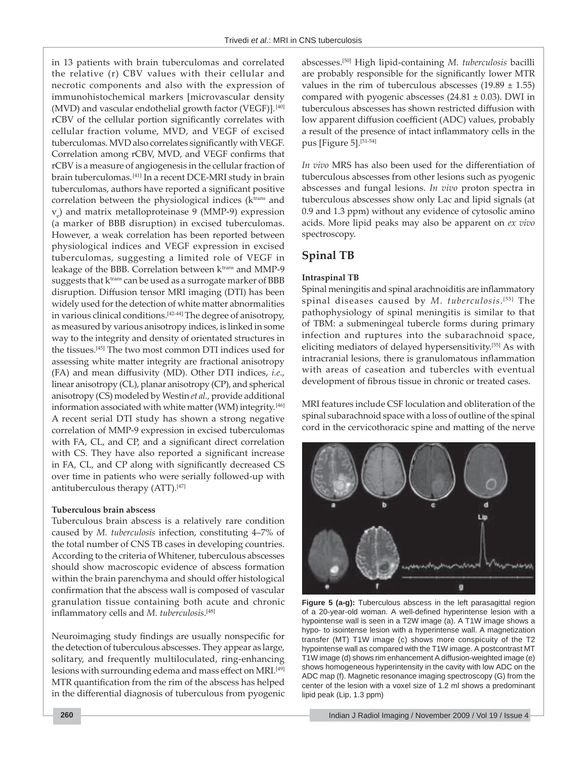in 13 patients with brain tuberculomas and correlated the relative (r) CBV values with their cellular and necrotic components and also with the expression of immunohistochemical markers [microvascular density (MVD) and vascular endothelial growth factor (VEGF)].[40] rCBV of the cellular portion significantly correlates with cellular fraction volume, MVD, and VEGF of excised tuberculomas. MVD also correlates significantly with VEGF. Correlation among rCBV, MVD, and VEGF confirms that rCBV is a measure of angiogenesis in the cellular fraction of brain tuberculomas.[41] In a recent DCE-MRI study in brain tuberculomas, authors have reported a significant positive correlation between the physiological indices ($k^{trans}$ and $v_e$) and matrix metalloproteinase 9 (MMP-9) expression (a marker of BBB disruption) in excised tuberculomas. However, a weak correlation has been reported between physiological indices and VEGF expression in excised tuberculomas, suggesting a limited role of VEGF in leakage of the BBB. Correlation between $k^{trans}$ and MMP-9 suggests that $k^{trans}$ can be used as a surrogate marker of BBB disruption. Diffusion tensor MRI imaging (DTI) has been widely used for the detection of white matter abnormalities in various clinical conditions.[42-44] The degree of anisotropy, as measured by various anisotropy indices, is linked in some way to the integrity and density of orientated structures in the tissues.[45] The two most common DTI indices used for assessing white matter integrity are fractional anisotropy (FA) and mean diffusivity (MD). Other DTI indices, *i.e.*, linear anisotropy (CL), planar anisotropy (CP), and spherical anisotropy (CS) modeled by Westin *et al*., provide additional information associated with white matter (WM) integrity.[46] A recent serial DTI study has shown a strong negative correlation of MMP-9 expression in excised tuberculomas with FA, CL, and CP, and a significant direct correlation with CS. They have also reported a significant increase in FA, CL, and CP along with significantly decreased CS over time in patients who were serially followed-up with antituberculous therapy (ATT).[47]

**Tuberculous brain abscess**

Tuberculous brain abscess is a relatively rare condition caused by *M. tuberculosis* infection, constituting 4–7% of the total number of CNS TB cases in developing countries. According to the criteria of Whitener, tuberculous abscesses should show macroscopic evidence of abscess formation within the brain parenchyma and should offer histological confirmation that the abscess wall is composed of vascular granulation tissue containing both acute and chronic inflammatory cells and *M. tuberculosis*.[48]

Neuroimaging study findings are usually nonspecific for the detection of tuberculous abscesses. They appear as large, solitary, and frequently multiloculated, ring-enhancing lesions with surrounding edema and mass effect on MRI.[49] MTR quantification from the rim of the abscess has helped in the differential diagnosis of tuberculous from pyogenic abscesses.[50] High lipid-containing *M. tuberculosis* bacilli are probably responsible for the significantly lower MTR values in the rim of tuberculous abscesses ($19.89 \pm 1.55$) compared with pyogenic abscesses ($24.81 \pm 0.03$). DWI in tuberculous abscesses has shown restricted diffusion with low apparent diffusion coefficient (ADC) values, probably a result of the presence of intact inflammatory cells in the pus [Figure 5].[51-54]

*In vivo* MRS has also been used for the differentiation of tuberculous abscesses from other lesions such as pyogenic abscesses and fungal lesions. *In vivo* proton spectra in tuberculous abscesses show only Lac and lipid signals (at 0.9 and 1.3 ppm) without any evidence of cytosolic amino acids. More lipid peaks may also be apparent on *ex vivo* spectroscopy.

## Spinal TB

**Intraspinal TB**

Spinal meningitis and spinal arachnoiditis are inflammatory spinal diseases caused by *M. tuberculosis*.[55] The pathophysiology of spinal meningitis is similar to that of TBM: a submeningeal tubercle forms during primary infection and ruptures into the subarachnoid space, eliciting mediators of delayed hypersensitivity.[55] As with intracranial lesions, there is granulomatous inflammation with areas of caseation and tubercles with eventual development of fibrous tissue in chronic or treated cases.

MRI features include CSF loculation and obliteration of the spinal subarachnoid space with a loss of outline of the spinal cord in the cervicothoracic spine and matting of the nerve

**Figure 5 (a-g):** Tuberculous abscess in the left parasagittal region of a 20-year-old woman. A well-defined hyperintense lesion with a hypointense wall is seen in a T2W image (a). A T1W image shows a hypo- to isointense lesion with a hyperintense wall. A magnetization transfer (MT) T1W image (c) shows more conspicuity of the T2 hypointense wall as compared with the T1W image. A postcontrast MT T1W image (d) shows rim enhancement A diffusion-weighted image (e) shows homogeneous hyperintensity in the cavity with low ADC on the ADC map (f). Magnetic resonance imaging spectroscopy (G) from the center of the lesion with a voxel size of 1.2 ml shows a predominant lipid peak (Lip, 1.3 ppm)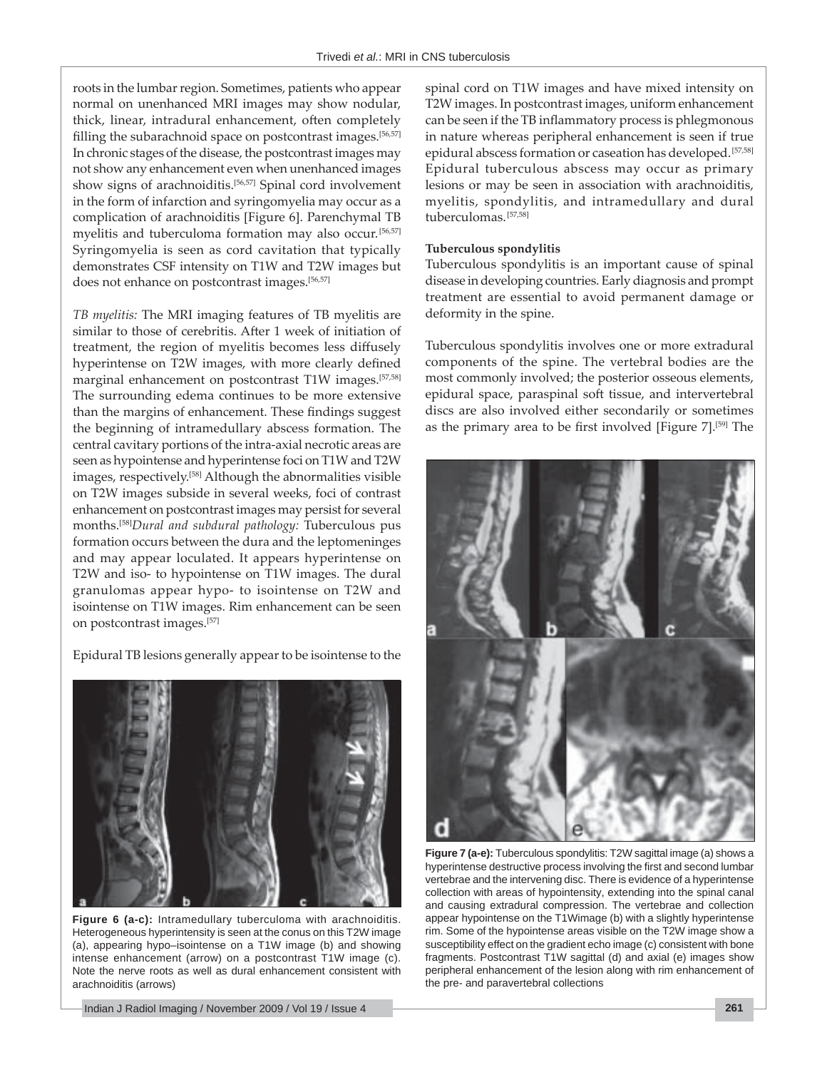roots in the lumbar region. Sometimes, patients who appear normal on unenhanced MRI images may show nodular, thick, linear, intradural enhancement, often completely filling the subarachnoid space on postcontrast images.[56,57] In chronic stages of the disease, the postcontrast images may not show any enhancement even when unenhanced images show signs of arachnoiditis.[56,57] Spinal cord involvement in the form of infarction and syringomyelia may occur as a complication of arachnoiditis [Figure 6]. Parenchymal TB myelitis and tuberculoma formation may also occur.[56,57] Syringomyelia is seen as cord cavitation that typically demonstrates CSF intensity on T1W and T2W images but does not enhance on postcontrast images.[56,57]

*TB myelitis:* The MRI imaging features of TB myelitis are similar to those of cerebritis. After 1 week of initiation of treatment, the region of myelitis becomes less diffusely hyperintense on T2W images, with more clearly defined marginal enhancement on postcontrast T1W images.[57,58] The surrounding edema continues to be more extensive than the margins of enhancement. These findings suggest the beginning of intramedullary abscess formation. The central cavitary portions of the intra-axial necrotic areas are seen as hypointense and hyperintense foci on T1W and T2W images, respectively.[58] Although the abnormalities visible on T2W images subside in several weeks, foci of contrast enhancement on postcontrast images may persist for several months.[58] *Dural and subdural pathology:* Tuberculous pus formation occurs between the dura and the leptomeninges and may appear loculated. It appears hyperintense on T2W and iso- to hypointense on T1W images. The dural granulomas appear hypo- to isointense on T2W and isointense on T1W images. Rim enhancement can be seen on postcontrast images.[57]

Epidural TB lesions generally appear to be isointense to the spinal cord on T1W images and have mixed intensity on T2W images. In postcontrast images, uniform enhancement can be seen if the TB inflammatory process is phlegmonous in nature whereas peripheral enhancement is seen if true epidural abscess formation or caseation has developed.[57,58] Epidural tuberculous abscess may occur as primary lesions or may be seen in association with arachnoiditis, myelitis, spondylitis, and intramedullary and dural tuberculomas.[57,58]

**Figure 6 (a-c):** Intramedullary tuberculoma with arachnoiditis. Heterogeneous hyperintensity is seen at the conus on this T2W image (a), appearing hypo–isointense on a T1W image (b) and showing intense enhancement (arrow) on a postcontrast T1W image (c). Note the nerve roots as well as dural enhancement consistent with arachnoiditis (arrows)

#### Tuberculous spondylitis

Tuberculous spondylitis is an important cause of spinal disease in developing countries. Early diagnosis and prompt treatment are essential to avoid permanent damage or deformity in the spine.

Tuberculous spondylitis involves one or more extradural components of the spine. The vertebral bodies are the most commonly involved; the posterior osseous elements, epidural space, paraspinal soft tissue, and intervertebral discs are also involved either secondarily or sometimes as the primary area to be first involved [Figure 7].[59] The

**Figure 7 (a-e):** Tuberculous spondylitis: T2W sagittal image (a) shows a hyperintense destructive process involving the first and second lumbar vertebrae and the intervening disc. There is evidence of a hyperintense collection with areas of hypointensity, extending into the spinal canal and causing extradural compression. The vertebrae and collection appear hypointense on the T1Wimage (b) with a slightly hyperintense rim. Some of the hypointense areas visible on the T2W image show a susceptibility effect on the gradient echo image (c) consistent with bone fragments. Postcontrast T1W sagittal (d) and axial (e) images show peripheral enhancement of the lesion along with rim enhancement of the pre- and paravertebral collections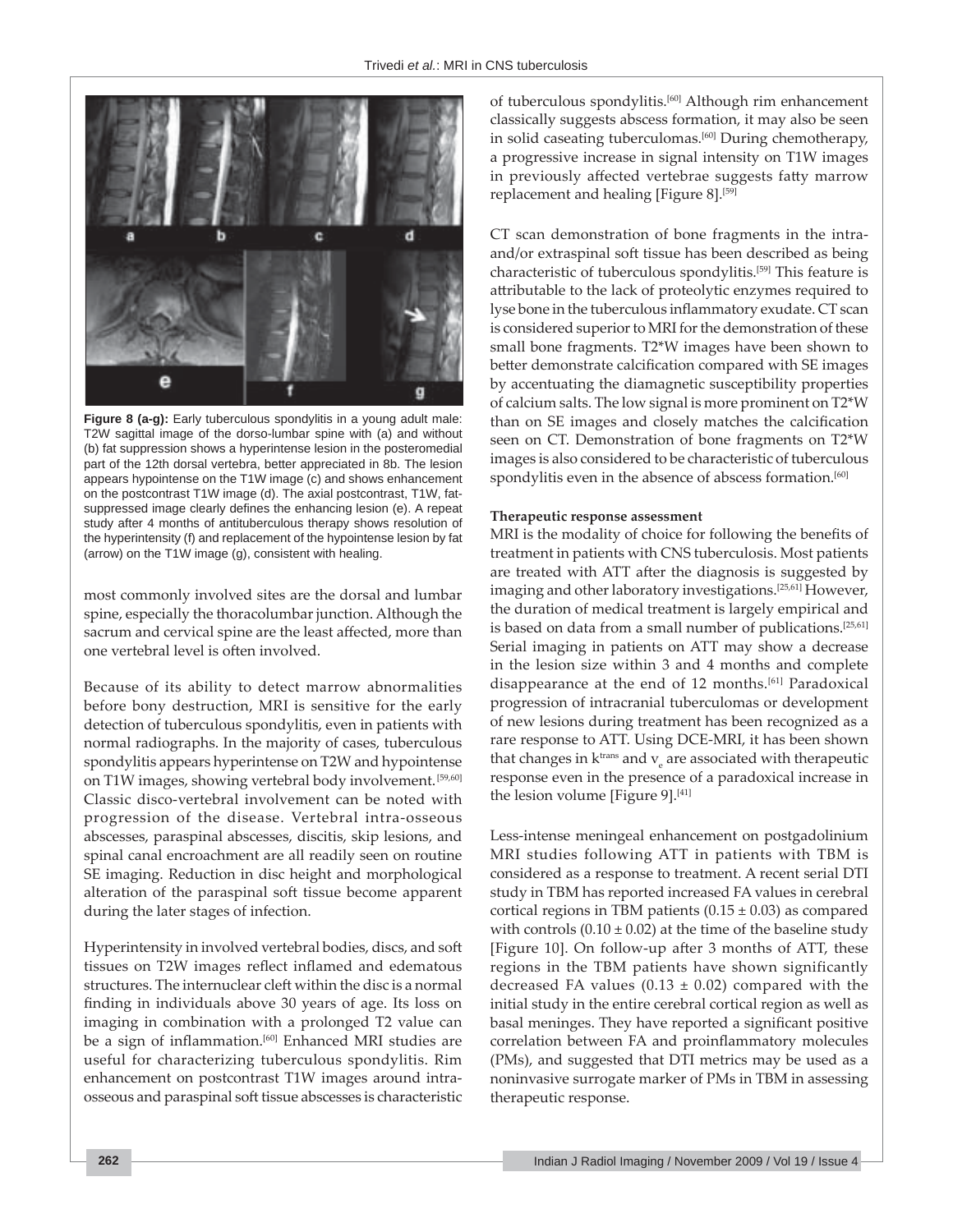**Figure 8 (a-g):** Early tuberculous spondylitis in a young adult male: T2W sagittal image of the dorso-lumbar spine with (a) and without (b) fat suppression shows a hyperintense lesion in the posteromedial part of the 12th dorsal vertebra, better appreciated in 8b. The lesion appears hypointense on the T1W image (c) and shows enhancement on the postcontrast T1W image (d). The axial postcontrast, T1W, fat-suppressed image clearly defines the enhancing lesion (e). A repeat study after 4 months of antituberculous therapy shows resolution of the hyperintensity (f) and replacement of the hypointense lesion by fat (arrow) on the T1W image (g), consistent with healing.

most commonly involved sites are the dorsal and lumbar spine, especially the thoracolumbar junction. Although the sacrum and cervical spine are the least affected, more than one vertebral level is often involved.

Because of its ability to detect marrow abnormalities before bony destruction, MRI is sensitive for the early detection of tuberculous spondylitis, even in patients with normal radiographs. In the majority of cases, tuberculous spondylitis appears hyperintense on T2W and hypointense on T1W images, showing vertebral body involvement.[59,60] Classic disco-vertebral involvement can be noted with progression of the disease. Vertebral intra-osseous abscesses, paraspinal abscesses, discitis, skip lesions, and spinal canal encroachment are all readily seen on routine SE imaging. Reduction in disc height and morphological alteration of the paraspinal soft tissue become apparent during the later stages of infection.

Hyperintensity in involved vertebral bodies, discs, and soft tissues on T2W images reflect inflamed and edematous structures. The internuclear cleft within the disc is a normal finding in individuals above 30 years of age. Its loss on imaging in combination with a prolonged T2 value can be a sign of inflammation.[60] Enhanced MRI studies are useful for characterizing tuberculous spondylitis. Rim enhancement on postcontrast T1W images around intra-osseous and paraspinal soft tissue abscesses is characteristic of tuberculous spondylitis.[60] Although rim enhancement classically suggests abscess formation, it may also be seen in solid caseating tuberculomas.[60] During chemotherapy, a progressive increase in signal intensity on T1W images in previously affected vertebrae suggests fatty marrow replacement and healing [Figure 8].[59]

CT scan demonstration of bone fragments in the intra- and/or extraspinal soft tissue has been described as being characteristic of tuberculous spondylitis.[59] This feature is attributable to the lack of proteolytic enzymes required to lyse bone in the tuberculous inflammatory exudate. CT scan is considered superior to MRI for the demonstration of these small bone fragments. T2*W images have been shown to better demonstrate calcification compared with SE images by accentuating the diamagnetic susceptibility properties of calcium salts. The low signal is more prominent on T2*W than on SE images and closely matches the calcification seen on CT. Demonstration of bone fragments on T2*W images is also considered to be characteristic of tuberculous spondylitis even in the absence of abscess formation.[60]

**Therapeutic response assessment**

MRI is the modality of choice for following the benefits of treatment in patients with CNS tuberculosis. Most patients are treated with ATT after the diagnosis is suggested by imaging and other laboratory investigations.[25,61] However, the duration of medical treatment is largely empirical and is based on data from a small number of publications.[25,61] Serial imaging in patients on ATT may show a decrease in the lesion size within 3 and 4 months and complete disappearance at the end of 12 months.[61] Paradoxical progression of intracranial tuberculomas or development of new lesions during treatment has been recognized as a rare response to ATT. Using DCE-MRI, it has been shown that changes in $k^{trans}$ and $v_e$ are associated with therapeutic response even in the presence of a paradoxical increase in the lesion volume [Figure 9].[41]

Less-intense meningeal enhancement on postgadolinium MRI studies following ATT in patients with TBM is considered as a response to treatment. A recent serial DTI study in TBM has reported increased FA values in cerebral cortical regions in TBM patients ($0.15 \pm 0.03$) as compared with controls ($0.10 \pm 0.02$) at the time of the baseline study [Figure 10]. On follow-up after 3 months of ATT, these regions in the TBM patients have shown significantly decreased FA values ($0.13 \pm 0.02$) compared with the initial study in the entire cerebral cortical region as well as basal meninges. They have reported a significant positive correlation between FA and proinflammatory molecules (PMs), and suggested that DTI metrics may be used as a noninvasive surrogate marker of PMs in TBM in assessing therapeutic response.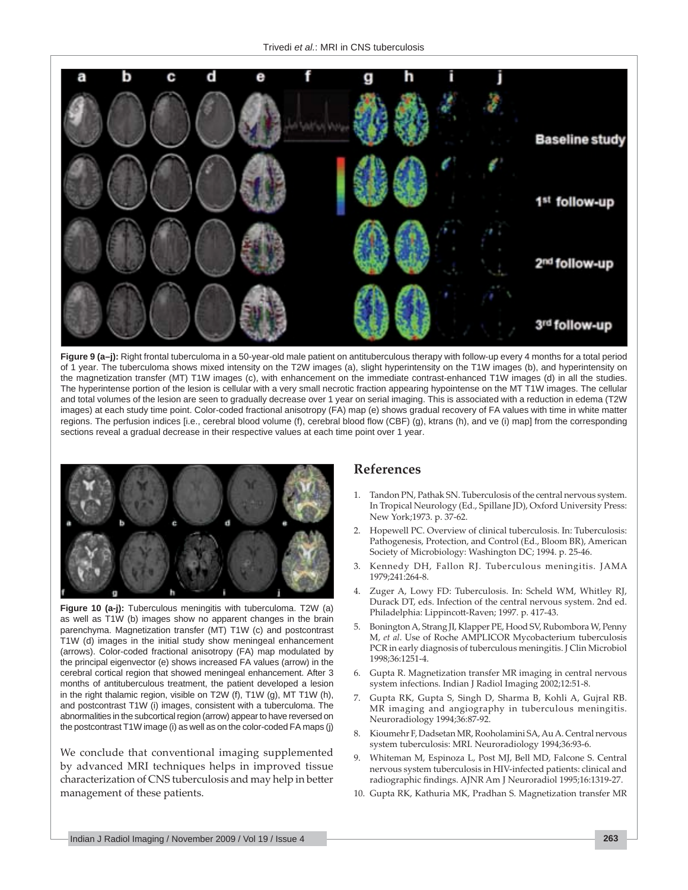**Figure 9 (a–j):** Right frontal tuberculoma in a 50-year-old male patient on antituberculous therapy with follow-up every 4 months for a total period of 1 year. The tuberculoma shows mixed intensity on the T2W images (a), slight hyperintensity on the T1W images (b), and hyperintensity on the magnetization transfer (MT) T1W images (c), with enhancement on the immediate contrast-enhanced T1W images (d) in all the studies. The hyperintense portion of the lesion is cellular with a very small necrotic fraction appearing hypointense on the MT T1W images. The cellular and total volumes of the lesion are seen to gradually decrease over 1 year on serial imaging. This is associated with a reduction in edema (T2W images) at each study time point. Color-coded fractional anisotropy (FA) map (e) shows gradual recovery of FA values with time in white matter regions. The perfusion indices [i.e., cerebral blood volume (f), cerebral blood flow (CBF) (g), ktrans (h), and ve (i) map] from the corresponding sections reveal a gradual decrease in their respective values at each time point over 1 year.

**Figure 10 (a-j):** Tuberculous meningitis with tuberculoma. T2W (a) as well as T1W (b) images show no apparent changes in the brain parenchyma. Magnetization transfer (MT) T1W (c) and postcontrast T1W (d) images in the initial study show meningeal enhancement (arrows). Color-coded fractional anisotropy (FA) map modulated by the principal eigenvector (e) shows increased FA values (arrow) in the cerebral cortical region that showed meningeal enhancement. After 3 months of antituberculous treatment, the patient developed a lesion in the right thalamic region, visible on T2W (f), T1W (g), MT T1W (h), and postcontrast T1W (i) images, consistent with a tuberculoma. The abnormalities in the subcortical region (arrow) appear to have reversed on the postcontrast T1W image (i) as well as on the color-coded FA maps (j)

We conclude that conventional imaging supplemented by advanced MRI techniques helps in improved tissue characterization of CNS tuberculosis and may help in better management of these patients.

## References

1. Tandon PN, Pathak SN. Tuberculosis of the central nervous system. In Tropical Neurology (Ed., Spillane JD), Oxford University Press: New York;1973. p. 37-62.
2. Hopewell PC. Overview of clinical tuberculosis. In: Tuberculosis: Pathogenesis, Protection, and Control (Ed., Bloom BR), American Society of Microbiology: Washington DC; 1994. p. 25-46.
3. Kennedy DH, Fallon RJ. Tuberculous meningitis. JAMA 1979;241:264-8.
4. Zuger A, Lowy FD: Tuberculosis. In: Scheld WM, Whitley RJ, Durack DT, eds. Infection of the central nervous system. 2nd ed. Philadelphia: Lippincott-Raven; 1997. p. 417-43.
5. Bonington A, Strang JI, Klapper PE, Hood SV, Rubombora W, Penny M, *et al*. Use of Roche AMPLICOR Mycobacterium tuberculosis PCR in early diagnosis of tuberculous meningitis. J Clin Microbiol 1998;36:1251-4.
6. Gupta R. Magnetization transfer MR imaging in central nervous system infections. Indian J Radiol Imaging 2002;12:51-8.
7. Gupta RK, Gupta S, Singh D, Sharma B, Kohli A, Gujral RB. MR imaging and angiography in tuberculous meningitis. Neuroradiology 1994;36:87-92.
8. Kioumehr F, Dadsetan MR, Rooholamini SA, Au A. Central nervous system tuberculosis: MRI. Neuroradiology 1994;36:93-6.
9. Whiteman M, Espinoza L, Post MJ, Bell MD, Falcone S. Central nervous system tuberculosis in HIV-infected patients: clinical and radiographic findings. AJNR Am J Neuroradiol 1995;16:1319-27.
10. Gupta RK, Kathuria MK, Pradhan S. Magnetization transfer MR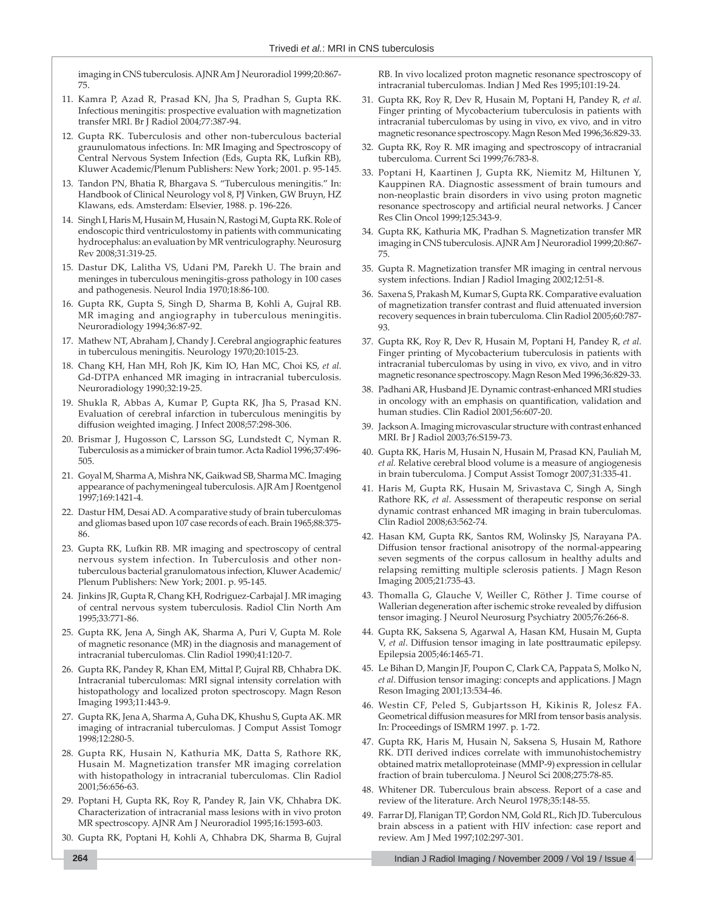imaging in CNS tuberculosis. AJNR Am J Neuroradiol 1999;20:867-75.

11. Kamra P, Azad R, Prasad KN, Jha S, Pradhan S, Gupta RK. Infectious meningitis: prospective evaluation with magnetization transfer MRI. Br J Radiol 2004;77:387-94.
12. Gupta RK. Tuberculosis and other non-tuberculous bacterial graunulomatous infections. In: MR Imaging and Spectroscopy of Central Nervous System Infection (Eds, Gupta RK, Lufkin RB), Kluwer Academic/Plenum Publishers: New York; 2001. p. 95-145.
13. Tandon PN, Bhatia R, Bhargava S. "Tuberculous meningitis." In: Handbook of Clinical Neurology vol 8, PJ Vinken, GW Bruyn, HZ Klawans, eds. Amsterdam: Elsevier, 1988. p. 196-226.
14. Singh I, Haris M, Husain M, Husain N, Rastogi M, Gupta RK. Role of endoscopic third ventriculostomy in patients with communicating hydrocephalus: an evaluation by MR ventriculography. Neurosurg Rev 2008;31:319-25.
15. Dastur DK, Lalitha VS, Udani PM, Parekh U. The brain and meninges in tuberculous meningitis-gross pathology in 100 cases and pathogenesis. Neurol India 1970;18:86-100.
16. Gupta RK, Gupta S, Singh D, Sharma B, Kohli A, Gujral RB. MR imaging and angiography in tuberculous meningitis. Neuroradiology 1994;36:87-92.
17. Mathew NT, Abraham J, Chandy J. Cerebral angiographic features in tuberculous meningitis. Neurology 1970;20:1015-23.
18. Chang KH, Han MH, Roh JK, Kim IO, Han MC, Choi KS, *et al*. Gd-DTPA enhanced MR imaging in intracranial tuberculosis. Neuroradiology 1990;32:19-25.
19. Shukla R, Abbas A, Kumar P, Gupta RK, Jha S, Prasad KN. Evaluation of cerebral infarction in tuberculous meningitis by diffusion weighted imaging. J Infect 2008;57:298-306.
20. Brismar J, Hugosson C, Larsson SG, Lundstedt C, Nyman R. Tuberculosis as a mimicker of brain tumor. Acta Radiol 1996;37:496-505.
21. Goyal M, Sharma A, Mishra NK, Gaikwad SB, Sharma MC. Imaging appearance of pachymeningeal tuberculosis. AJR Am J Roentgenol 1997;169:1421-4.
22. Dastur HM, Desai AD. A comparative study of brain tuberculomas and gliomas based upon 107 case records of each. Brain 1965;88:375-86.
23. Gupta RK, Lufkin RB. MR imaging and spectroscopy of central nervous system infection. In Tuberculosis and other non-tuberculous bacterial granulomatous infection, Kluwer Academic/Plenum Publishers: New York; 2001. p. 95-145.
24. Jinkins JR, Gupta R, Chang KH, Rodriguez-Carbajal J. MR imaging of central nervous system tuberculosis. Radiol Clin North Am 1995;33:771-86.
25. Gupta RK, Jena A, Singh AK, Sharma A, Puri V, Gupta M. Role of magnetic resonance (MR) in the diagnosis and management of intracranial tuberculomas. Clin Radiol 1990;41:120-7.
26. Gupta RK, Pandey R, Khan EM, Mittal P, Gujral RB, Chhabra DK. Intracranial tuberculomas: MRI signal intensity correlation with histopathology and localized proton spectroscopy. Magn Reson Imaging 1993;11:443-9.
27. Gupta RK, Jena A, Sharma A, Guha DK, Khushu S, Gupta AK. MR imaging of intracranial tuberculomas. J Comput Assist Tomogr 1998;12:280-5.
28. Gupta RK, Husain N, Kathuria MK, Datta S, Rathore RK, Husain M. Magnetization transfer MR imaging correlation with histopathology in intracranial tuberculomas. Clin Radiol 2001;56:656-63.
29. Poptani H, Gupta RK, Roy R, Pandey R, Jain VK, Chhabra DK. Characterization of intracranial mass lesions with in vivo proton MR spectroscopy. AJNR Am J Neuroradiol 1995;16:1593-603.
30. Gupta RK, Poptani H, Kohli A, Chhabra DK, Sharma B, Gujral RB. In vivo localized proton magnetic resonance spectroscopy of intracranial tuberculomas. Indian J Med Res 1995;101:19-24.
31. Gupta RK, Roy R, Dev R, Husain M, Poptani H, Pandey R, *et al*. Finger printing of Mycobacterium tuberculosis in patients with intracranial tuberculomas by using in vivo, ex vivo, and in vitro magnetic resonance spectroscopy. Magn Reson Med 1996;36:829-33.
32. Gupta RK, Roy R. MR imaging and spectroscopy of intracranial tuberculoma. Current Sci 1999;76:783-8.
33. Poptani H, Kaartinen J, Gupta RK, Niemitz M, Hiltunen Y, Kauppinen RA. Diagnostic assessment of brain tumours and non-neoplastic brain disorders in vivo using proton magnetic resonance spectroscopy and artificial neural networks. J Cancer Res Clin Oncol 1999;125:343-9.
34. Gupta RK, Kathuria MK, Pradhan S. Magnetization transfer MR imaging in CNS tuberculosis. AJNR Am J Neuroradiol 1999;20:867-75.
35. Gupta R. Magnetization transfer MR imaging in central nervous system infections. Indian J Radiol Imaging 2002;12:51-8.
36. Saxena S, Prakash M, Kumar S, Gupta RK. Comparative evaluation of magnetization transfer contrast and fluid attenuated inversion recovery sequences in brain tuberculoma. Clin Radiol 2005;60:787-93.
37. Gupta RK, Roy R, Dev R, Husain M, Poptani H, Pandey R, *et al*. Finger printing of Mycobacterium tuberculosis in patients with intracranial tuberculomas by using in vivo, ex vivo, and in vitro magnetic resonance spectroscopy. Magn Reson Med 1996;36:829-33.
38. Padhani AR, Husband JE. Dynamic contrast-enhanced MRI studies in oncology with an emphasis on quantification, validation and human studies. Clin Radiol 2001;56:607-20.
39. Jackson A. Imaging microvascular structure with contrast enhanced MRI. Br J Radiol 2003;76:S159-73.
40. Gupta RK, Haris M, Husain N, Husain M, Prasad KN, Pauliah M, *et al.* Relative cerebral blood volume is a measure of angiogenesis in brain tuberculoma. J Comput Assist Tomogr 2007;31:335-41.
41. Haris M, Gupta RK, Husain M, Srivastava C, Singh A, Singh Rathore RK, *et al*. Assessment of therapeutic response on serial dynamic contrast enhanced MR imaging in brain tuberculomas. Clin Radiol 2008;63:562-74.
42. Hasan KM, Gupta RK, Santos RM, Wolinsky JS, Narayana PA. Diffusion tensor fractional anisotropy of the normal-appearing seven segments of the corpus callosum in healthy adults and relapsing remitting multiple sclerosis patients. J Magn Reson Imaging 2005;21:735-43.
43. Thomalla G, Glauche V, Weiller C, Röther J. Time course of Wallerian degeneration after ischemic stroke revealed by diffusion tensor imaging. J Neurol Neurosurg Psychiatry 2005;76:266-8.
44. Gupta RK, Saksena S, Agarwal A, Hasan KM, Husain M, Gupta V, *et al*. Diffusion tensor imaging in late posttraumatic epilepsy. Epilepsia 2005;46:1465-71.
45. Le Bihan D, Mangin JF, Poupon C, Clark CA, Pappata S, Molko N, *et al*. Diffusion tensor imaging: concepts and applications. J Magn Reson Imaging 2001;13:534-46.
46. Westin CF, Peled S, Gubjartsson H, Kikinis R, Jolesz FA. Geometrical diffusion measures for MRI from tensor basis analysis. In: Proceedings of ISMRM 1997. p. 1-72.
47. Gupta RK, Haris M, Husain N, Saksena S, Husain M, Rathore RK. DTI derived indices correlate with immunohistochemistry obtained matrix metalloproteinase (MMP-9) expression in cellular fraction of brain tuberculoma. J Neurol Sci 2008;275:78-85.
48. Whitener DR. Tuberculous brain abscess. Report of a case and review of the literature. Arch Neurol 1978;35:148-55.
49. Farrar DJ, Flanigan TP, Gordon NM, Gold RL, Rich JD. Tuberculous brain abscess in a patient with HIV infection: case report and review. Am J Med 1997;102:297-301.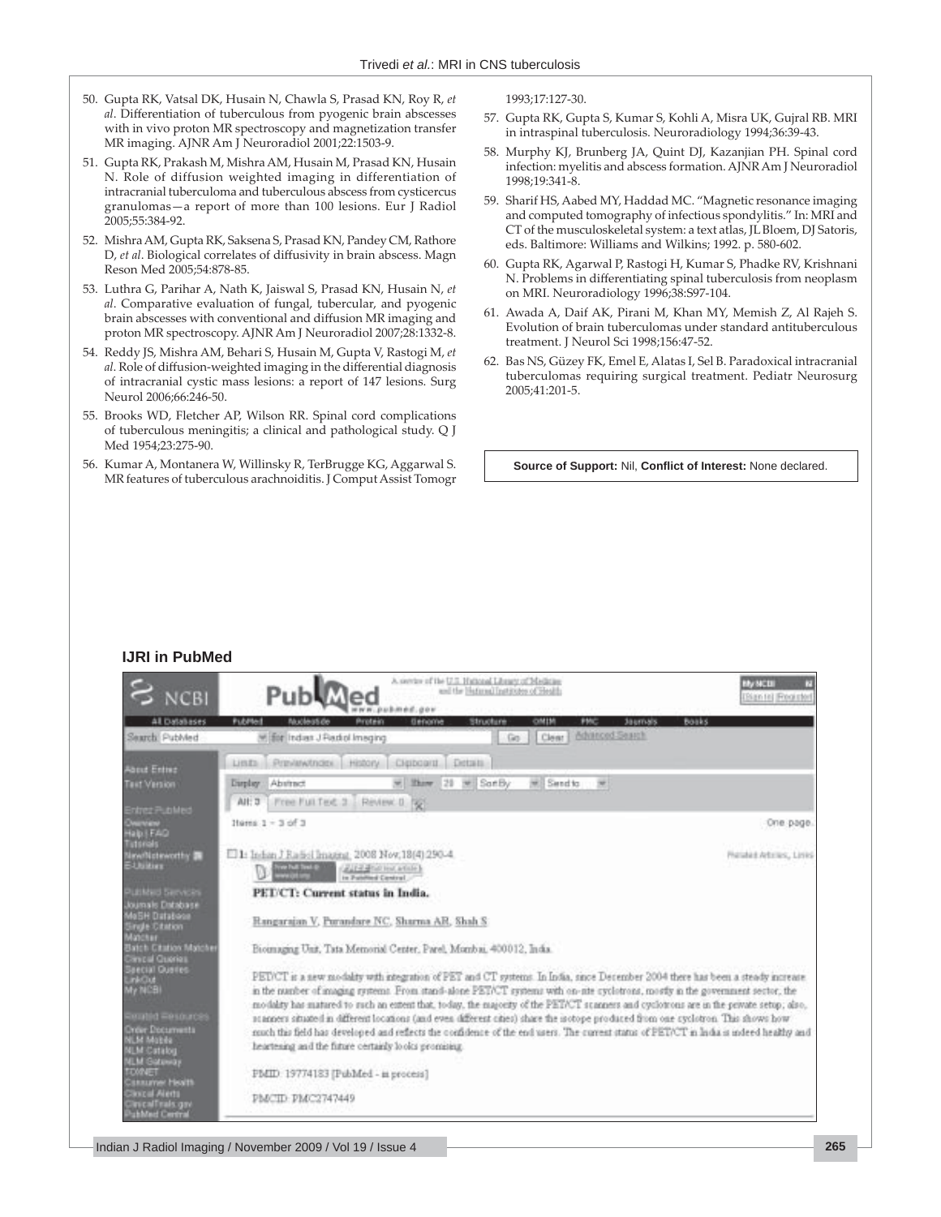50. Gupta RK, Vatsal DK, Husain N, Chawla S, Prasad KN, Roy R, *et al*. Differentiation of tuberculous from pyogenic brain abscesses with in vivo proton MR spectroscopy and magnetization transfer MR imaging. AJNR Am J Neuroradiol 2001;22:1503-9.
51. Gupta RK, Prakash M, Mishra AM, Husain M, Prasad KN, Husain N. Role of diffusion weighted imaging in differentiation of intracranial tuberculoma and tuberculous abscess from cysticercus granulomas—a report of more than 100 lesions. Eur J Radiol 2005;55:384-92.
52. Mishra AM, Gupta RK, Saksena S, Prasad KN, Pandey CM, Rathore D, *et al*. Biological correlates of diffusivity in brain abscess. Magn Reson Med 2005;54:878-85.
53. Luthra G, Parihar A, Nath K, Jaiswal S, Prasad KN, Husain N, *et al*. Comparative evaluation of fungal, tubercular, and pyogenic brain abscesses with conventional and diffusion MR imaging and proton MR spectroscopy. AJNR Am J Neuroradiol 2007;28:1332-8.
54. Reddy JS, Mishra AM, Behari S, Husain M, Gupta V, Rastogi M, *et al*. Role of diffusion-weighted imaging in the differential diagnosis of intracranial cystic mass lesions: a report of 147 lesions. Surg Neurol 2006;66:246-50.
55. Brooks WD, Fletcher AP, Wilson RR. Spinal cord complications of tuberculous meningitis; a clinical and pathological study. Q J Med 1954;23:275-90.
56. Kumar A, Montanera W, Willinsky R, TerBrugge KG, Aggarwal S. MR features of tuberculous arachnoiditis. J Comput Assist Tomogr 1993;17:127-30.
57. Gupta RK, Gupta S, Kumar S, Kohli A, Misra UK, Gujral RB. MRI in intraspinal tuberculosis. Neuroradiology 1994;36:39-43.
58. Murphy KJ, Brunberg JA, Quint DJ, Kazanjian PH. Spinal cord infection: myelitis and abscess formation. AJNR Am J Neuroradiol 1998;19:341-8.
59. Sharif HS, Aabed MY, Haddad MC. "Magnetic resonance imaging and computed tomography of infectious spondylitis." In: MRI and CT of the musculoskeletal system: a text atlas, JL Bloem, DJ Satoris, eds. Baltimore: Williams and Wilkins; 1992. p. 580-602.
60. Gupta RK, Agarwal P, Rastogi H, Kumar S, Phadke RV, Krishnani N. Problems in differentiating spinal tuberculosis from neoplasm on MRI. Neuroradiology 1996;38:S97-104.
61. Awada A, Daif AK, Pirani M, Khan MY, Memish Z, Al Rajeh S. Evolution of brain tuberculomas under standard antituberculous treatment. J Neurol Sci 1998;156:47-52.
62. Bas NS, Güzey FK, Emel E, Alatas I, Sel B. Paradoxical intracranial tuberculomas requiring surgical treatment. Pediatr Neurosurg 2005;41:201-5.

**Source of Support:** Nil, **Conflict of Interest:** None declared.

## IJRI in PubMed

1: Indian J Radiol Imaging. 2008 Nov;18(4):290-4.

**PET/CT: Current status in India.**

Rangarajan V, Purandare NC, Sharma AR, Shah S.

Bioimaging Unit, Tata Memorial Center, Parel, Mumbai, 400012, India.

PET/CT is a new modality with integration of PET and CT systems. In India, since December 2004 there has been a steady increase in the number of imaging systems. From stand-alone PET/CT systems with on-site cyclotrons, mostly in the government sector, the modality has matured to such an extent that, today, the majority of the PET/CT scanners and cyclotrons are in the private setup; also, scanners situated in different locations (and even different cities) share the isotope produced from one cyclotron. This shows how much this field has developed and reflects the confidence of the end users. The current status of PET/CT in India is indeed healthy and heartening and the future certainly looks promising.

PMID: 19774183 [PubMed - in process]

PMCID: PMC2747449